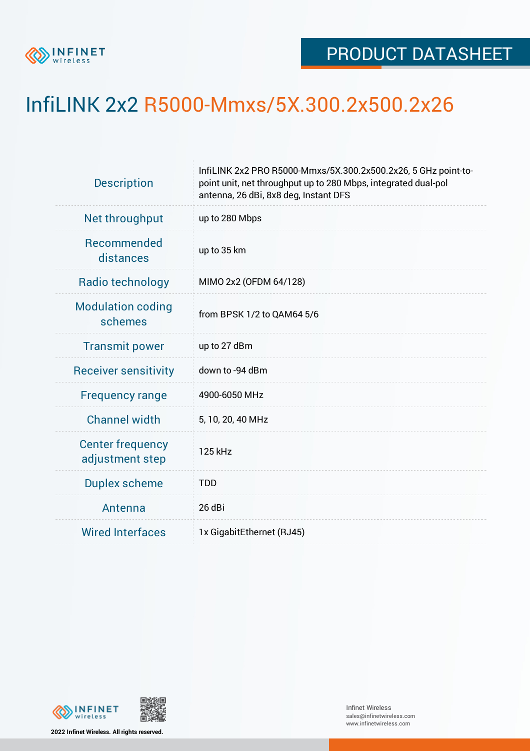PRODUCT DATASHEET

# InfiLINK 2x2 R5000-Mmxs/5X.300.2x500.2x26

| | |
|---|---|
| Description | InfiLINK 2x2 PRO R5000-Mmxs/5X.300.2x500.2x26, 5 GHz point-to-point unit, net throughput up to 280 Mbps, integrated dual-pol antenna, 26 dBi, 8x8 deg, Instant DFS |
| Net throughput | up to 280 Mbps |
| Recommended distances | up to 35 km |
| Radio technology | MIMO 2x2 (OFDM 64/128) |
| Modulation coding schemes | from BPSK 1/2 to QAM64 5/6 |
| Transmit power | up to 27 dBm |
| Receiver sensitivity | down to -94 dBm |
| Frequency range | 4900-6050 MHz |
| Channel width | 5, 10, 20, 40 MHz |
| Center frequency adjustment step | 125 kHz |
| Duplex scheme | TDD |
| Antenna | 26 dBi |
| Wired Interfaces | 1x GigabitEthernet (RJ45) |

2022 Infinet Wireless. All rights reserved.

Infinet Wireless
sales@infinetwireless.com
www.infinetwireless.com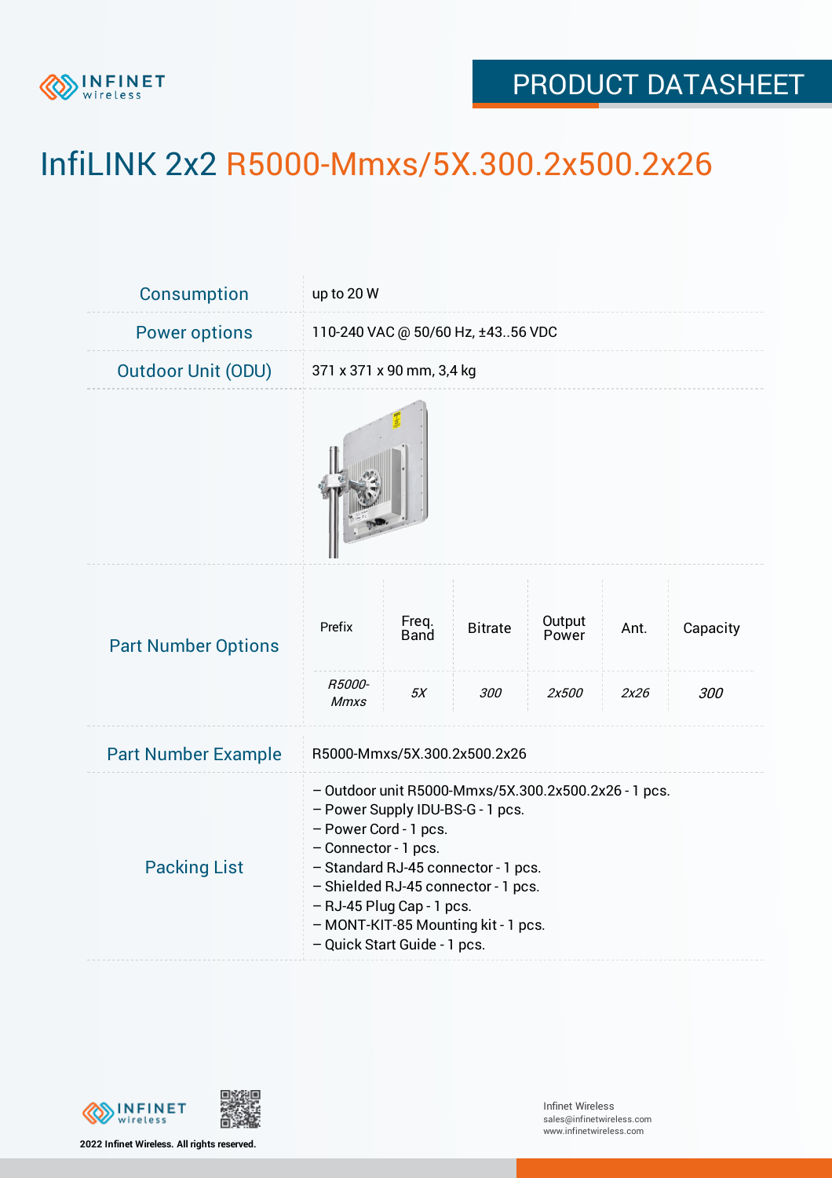# InfiLINK 2x2 R5000-Mmxs/5X.300.2x500.2x26

| | |
|---|---|
| Consumption | up to 20 W |
| Power options | 110-240 VAC @ 50/60 Hz, ±43..56 VDC |
| Outdoor Unit (ODU) | 371 x 371 x 90 mm, 3,4 kg |

**Part Number Options**

| Prefix | Freq. Band | Bitrate | Output Power | Ant. | Capacity |
|---|---|---|---|---|---|
| *R5000-Mmxs* | *5X* | *300* | *2x500* | *2x26* | *300* |

| | |
|---|---|
| Part Number Example | R5000-Mmxs/5X.300.2x500.2x26 |

**Packing List**

- Outdoor unit R5000-Mmxs/5X.300.2x500.2x26 - 1 pcs.
- Power Supply IDU-BS-G - 1 pcs.
- Power Cord - 1 pcs.
- Connector - 1 pcs.
- Standard RJ-45 connector - 1 pcs.
- Shielded RJ-45 connector - 1 pcs.
- RJ-45 Plug Cap - 1 pcs.
- MONT-KIT-85 Mounting kit - 1 pcs.
- Quick Start Guide - 1 pcs.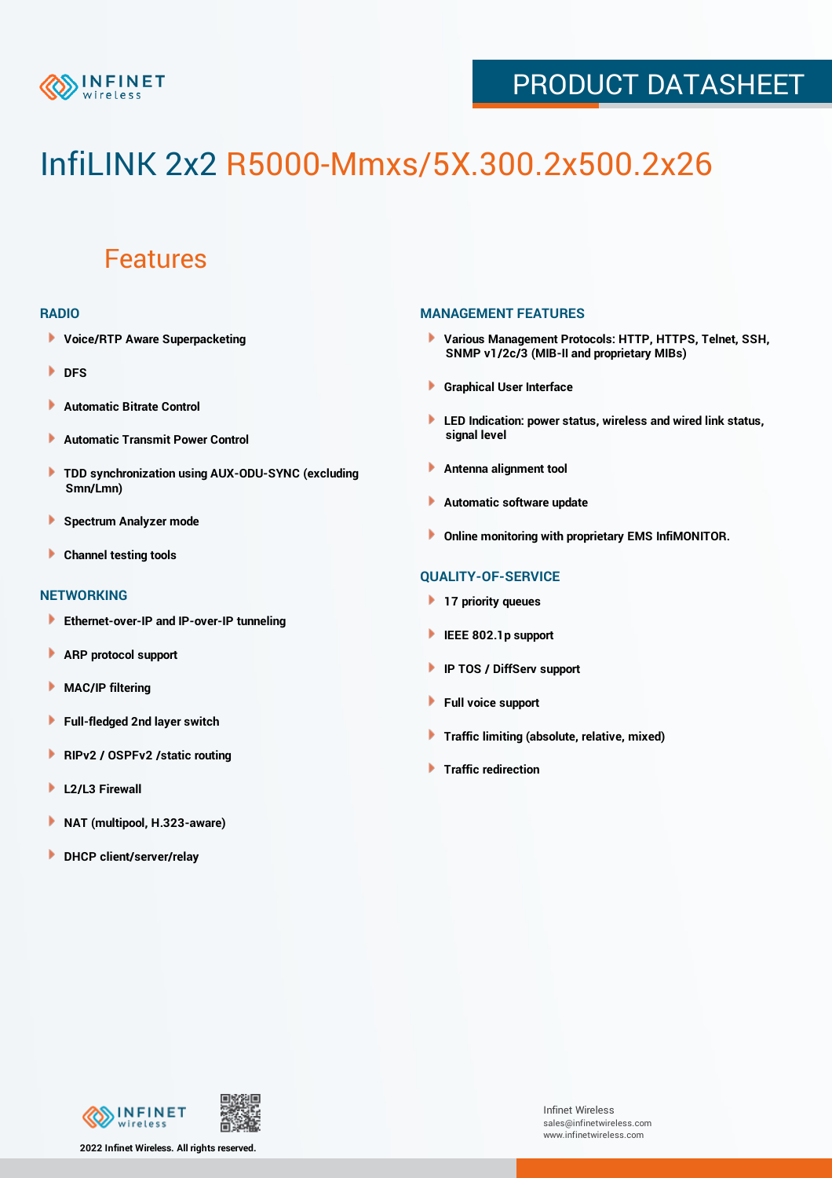# InfiLINK 2x2 R5000-Mmxs/5X.300.2x500.2x26

## Features

### RADIO

- Voice/RTP Aware Superpacketing
- DFS
- Automatic Bitrate Control
- Automatic Transmit Power Control
- TDD synchronization using AUX-ODU-SYNC (excluding Smn/Lmn)
- Spectrum Analyzer mode
- Channel testing tools

### NETWORKING

- Ethernet-over-IP and IP-over-IP tunneling
- ARP protocol support
- MAC/IP filtering
- Full-fledged 2nd layer switch
- RIPv2 / OSPFv2 /static routing
- L2/L3 Firewall
- NAT (multipool, H.323-aware)
- DHCP client/server/relay

### MANAGEMENT FEATURES

- Various Management Protocols: HTTP, HTTPS, Telnet, SSH, SNMP v1/2c/3 (MIB-II and proprietary MIBs)
- Graphical User Interface
- LED Indication: power status, wireless and wired link status, signal level
- Antenna alignment tool
- Automatic software update
- Online monitoring with proprietary EMS InfiMONITOR.

### QUALITY-OF-SERVICE

- 17 priority queues
- IEEE 802.1p support
- IP TOS / DiffServ support
- Full voice support
- Traffic limiting (absolute, relative, mixed)
- Traffic redirection

2022 Infinet Wireless. All rights reserved.

Infinet Wireless
sales@infinetwireless.com
www.infinetwireless.com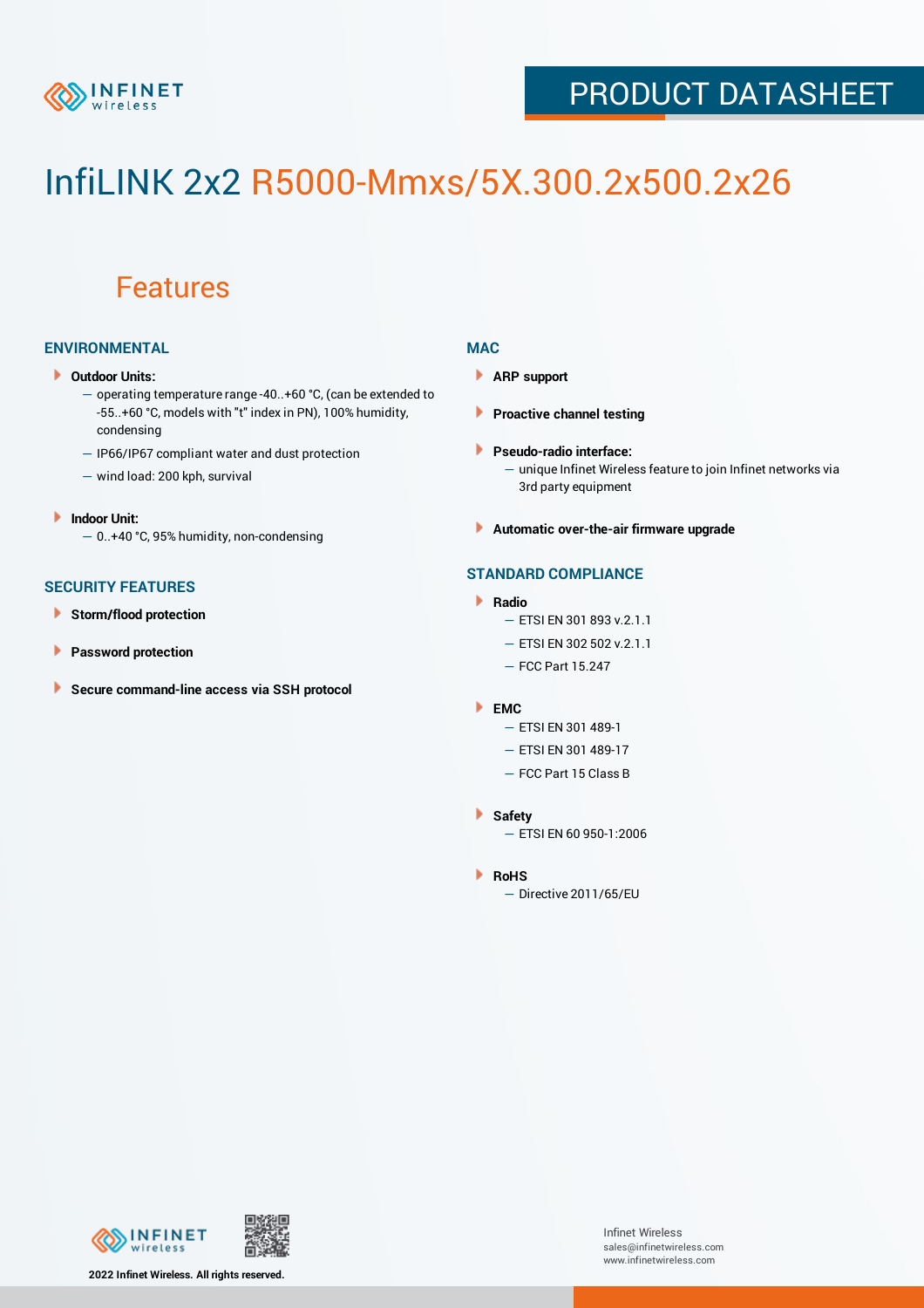# InfiLINK 2x2 R5000-Mmxs/5X.300.2x500.2x26

## Features

### ENVIRONMENTAL

- **Outdoor Units:**
  - operating temperature range -40..+60 °C, (can be extended to -55..+60 °C, models with "t" index in PN), 100% humidity, condensing
  - IP66/IP67 compliant water and dust protection
  - wind load: 200 kph, survival
- **Indoor Unit:**
  - 0..+40 °C, 95% humidity, non-condensing

### SECURITY FEATURES

- **Storm/flood protection**
- **Password protection**
- **Secure command-line access via SSH protocol**

### MAC

- **ARP support**
- **Proactive channel testing**
- **Pseudo-radio interface:**
  - unique Infinet Wireless feature to join Infinet networks via 3rd party equipment
- **Automatic over-the-air firmware upgrade**

### STANDARD COMPLIANCE

- **Radio**
  - ETSI EN 301 893 v.2.1.1
  - ETSI EN 302 502 v.2.1.1
  - FCC Part 15.247
- **EMC**
  - ETSI EN 301 489-1
  - ETSI EN 301 489-17
  - FCC Part 15 Class B
- **Safety**
  - ETSI EN 60 950-1:2006
- **RoHS**
  - Directive 2011/65/EU

**2022 Infinet Wireless. All rights reserved.**

Infinet Wireless
sales@infinetwireless.com
www.infinetwireless.com